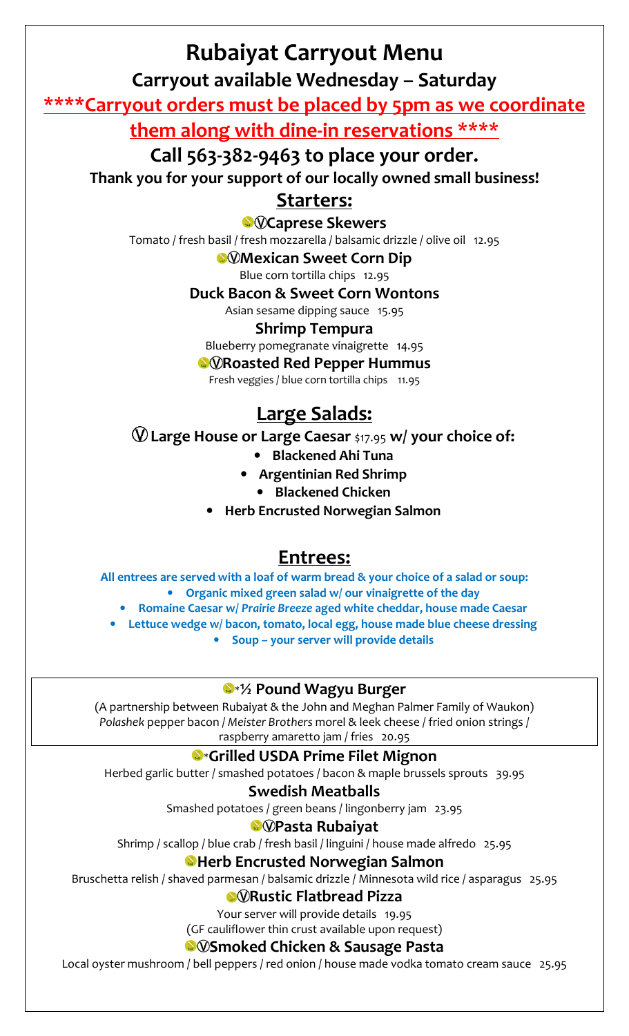# Rubaiyat Carryout Menu

## Carryout available Wednesday – Saturday

**\*\*\*\*Carryout orders must be placed by 5pm as we coordinate them along with dine-in reservations \*\*\*\***

## Call 563-382-9463 to place your order.

**Thank you for your support of our locally owned small business!**

## Starters:

**Ⓥ Caprese Skewers**
Tomato / fresh basil / fresh mozzarella / balsamic drizzle / olive oil 12.95

**Ⓥ Mexican Sweet Corn Dip**
Blue corn tortilla chips 12.95

**Duck Bacon & Sweet Corn Wontons**
Asian sesame dipping sauce 15.95

**Shrimp Tempura**
Blueberry pomegranate vinaigrette 14.95

**Ⓥ Roasted Red Pepper Hummus**
Fresh veggies / blue corn tortilla chips 11.95

## Large Salads:

**Ⓥ Large House or Large Caesar** $17.95 **w/ your choice of:**

- **Blackened Ahi Tuna**
- **Argentinian Red Shrimp**
- **Blackened Chicken**
- **Herb Encrusted Norwegian Salmon**

## Entrees:

**All entrees are served with a loaf of warm bread & your choice of a salad or soup:**

- **Organic mixed green salad w/ our vinaigrette of the day**
- **Romaine Caesar w/ *Prairie Breeze* aged white cheddar, house made Caesar**
- **Lettuce wedge w/ bacon, tomato, local egg, house made blue cheese dressing**
- **Soup – your server will provide details**

**\*½ Pound Wagyu Burger**
(A partnership between Rubaiyat & the John and Meghan Palmer Family of Waukon)
*Polashek* pepper bacon / *Meister Brothers* morel & leek cheese / fried onion strings / raspberry amaretto jam / fries 20.95

**\*Grilled USDA Prime Filet Mignon**
Herbed garlic butter / smashed potatoes / bacon & maple brussels sprouts 39.95

**Swedish Meatballs**
Smashed potatoes / green beans / lingonberry jam 23.95

**Ⓥ Pasta Rubaiyat**
Shrimp / scallop / blue crab / fresh basil / linguini / house made alfredo 25.95

**Herb Encrusted Norwegian Salmon**
Bruschetta relish / shaved parmesan / balsamic drizzle / Minnesota wild rice / asparagus 25.95

**Ⓥ Rustic Flatbread Pizza**
Your server will provide details 19.95
(GF cauliflower thin crust available upon request)

**Ⓥ Smoked Chicken & Sausage Pasta**
Local oyster mushroom / bell peppers / red onion / house made vodka tomato cream sauce 25.95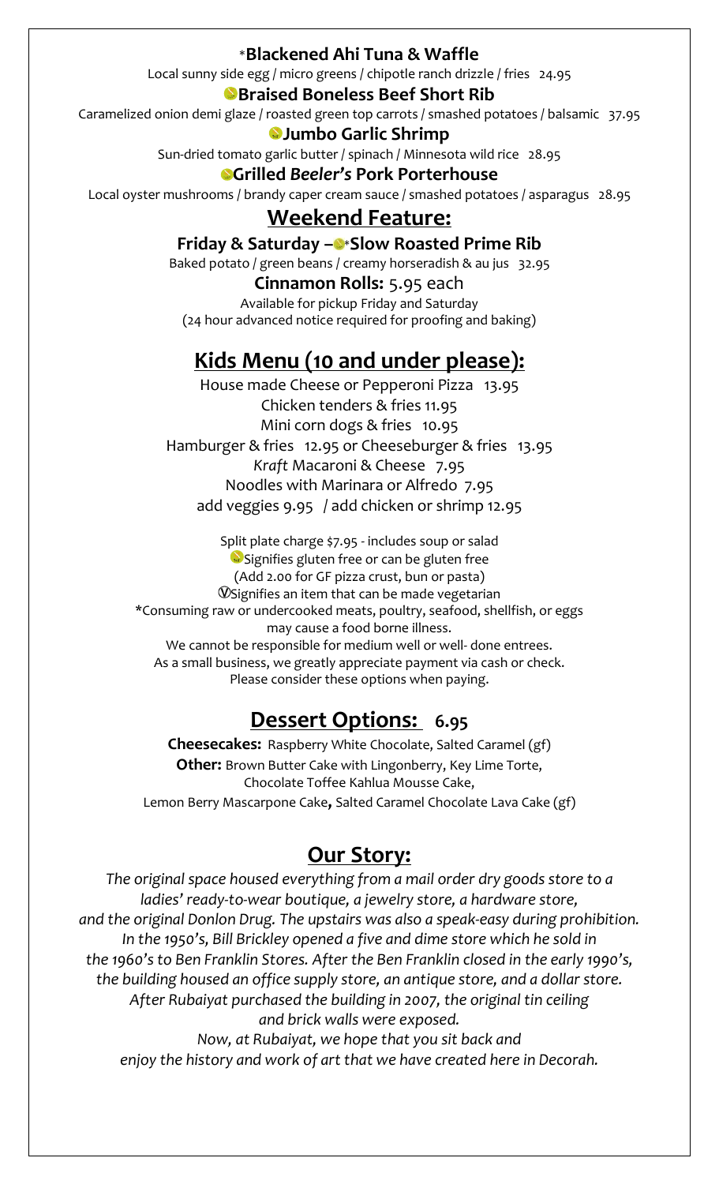**\*Blackened Ahi Tuna & Waffle**

Local sunny side egg / micro greens / chipotle ranch drizzle / fries 24.95

**Braised Boneless Beef Short Rib**

Caramelized onion demi glaze / roasted green top carrots / smashed potatoes / balsamic 37.95

**Jumbo Garlic Shrimp**

Sun-dried tomato garlic butter / spinach / Minnesota wild rice 28.95

**Grilled *Beeler's* Pork Porterhouse**

Local oyster mushrooms / brandy caper cream sauce / smashed potatoes / asparagus 28.95

## Weekend Feature:

**Friday & Saturday – \*Slow Roasted Prime Rib**

Baked potato / green beans / creamy horseradish & au jus 32.95

**Cinnamon Rolls:** 5.95 each

Available for pickup Friday and Saturday
(24 hour advanced notice required for proofing and baking)

## Kids Menu (10 and under please):

House made Cheese or Pepperoni Pizza 13.95
Chicken tenders & fries 11.95
Mini corn dogs & fries 10.95
Hamburger & fries 12.95 or Cheeseburger & fries 13.95
*Kraft* Macaroni & Cheese 7.95
Noodles with Marinara or Alfredo 7.95
add veggies 9.95 / add chicken or shrimp 12.95

Split plate charge $7.95 - includes soup or salad
Signifies gluten free or can be gluten free
(Add 2.00 for GF pizza crust, bun or pasta)
Ⓥ Signifies an item that can be made vegetarian
\*Consuming raw or undercooked meats, poultry, seafood, shellfish, or eggs may cause a food borne illness.
We cannot be responsible for medium well or well- done entrees.
As a small business, we greatly appreciate payment via cash or check.
Please consider these options when paying.

## Dessert Options: 6.95

**Cheesecakes:** Raspberry White Chocolate, Salted Caramel (gf)
**Other:** Brown Butter Cake with Lingonberry, Key Lime Torte, Chocolate Toffee Kahlua Mousse Cake, Lemon Berry Mascarpone Cake**,** Salted Caramel Chocolate Lava Cake (gf)

## Our Story:

*The original space housed everything from a mail order dry goods store to a ladies' ready-to-wear boutique, a jewelry store, a hardware store, and the original Donlon Drug. The upstairs was also a speak-easy during prohibition. In the 1950's, Bill Brickley opened a five and dime store which he sold in the 1960's to Ben Franklin Stores. After the Ben Franklin closed in the early 1990's, the building housed an office supply store, an antique store, and a dollar store. After Rubaiyat purchased the building in 2007, the original tin ceiling and brick walls were exposed.*
*Now, at Rubaiyat, we hope that you sit back and enjoy the history and work of art that we have created here in Decorah.*